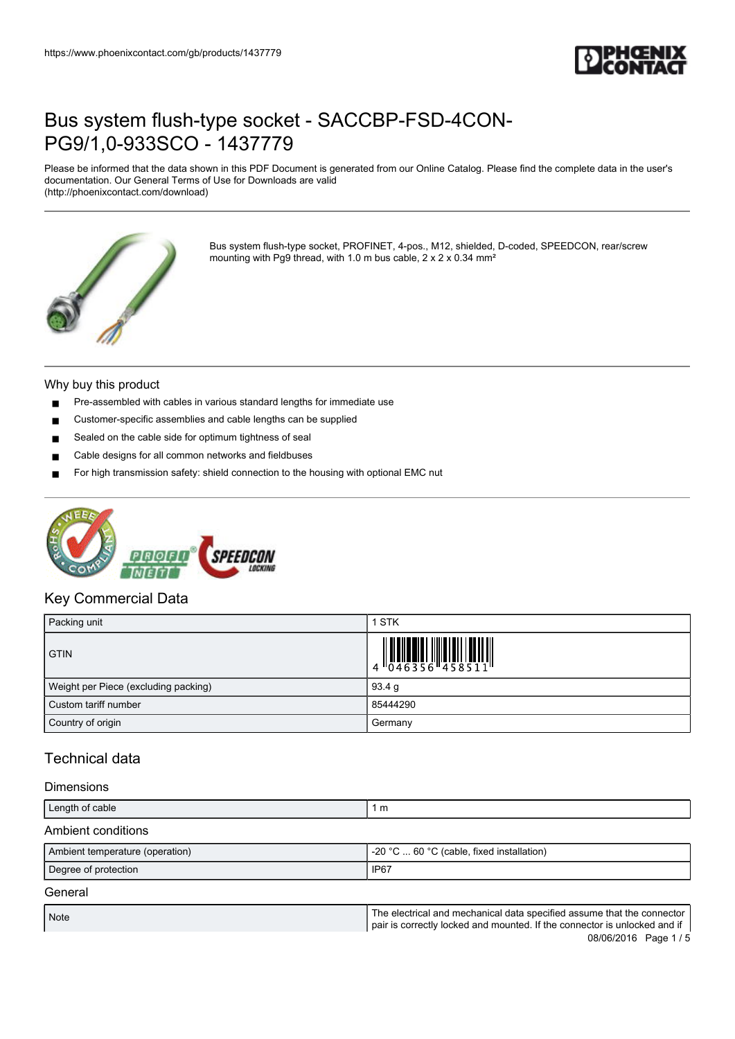# Bus system flush-type socket - SACCBP-FSD-4CON-PG9/1,0-933SCO - 1437779

Please be informed that the data shown in this PDF Document is generated from our Online Catalog. Please find the complete data in the user's documentation. Our General Terms of Use for Downloads are valid (http://phoenixcontact.com/download)

Bus system flush-type socket, PROFINET, 4-pos., M12, shielded, D-coded, SPEEDCON, rear/screw mounting with Pg9 thread, with 1.0 m bus cable, 2 x 2 x 0.34 mm²

## Why buy this product

- Pre-assembled with cables in various standard lengths for immediate use
- Customer-specific assemblies and cable lengths can be supplied
- Sealed on the cable side for optimum tightness of seal
- Cable designs for all common networks and fieldbuses
- For high transmission safety: shield connection to the housing with optional EMC nut

## Key Commercial Data

| | |
|---|---|
| Packing unit | 1 STK |
| GTIN | 4 046356 458511 |
| Weight per Piece (excluding packing) | 93.4 g |
| Custom tariff number | 85444290 |
| Country of origin | Germany |

## Technical data

### Dimensions

| | |
|---|---|
| Length of cable | 1 m |

### Ambient conditions

| | |
|---|---|
| Ambient temperature (operation) | -20 °C ... 60 °C (cable, fixed installation) |
| Degree of protection | IP67 |

### General

| | |
|---|---|
| Note | The electrical and mechanical data specified assume that the connector pair is correctly locked and mounted. If the connector is unlocked and if |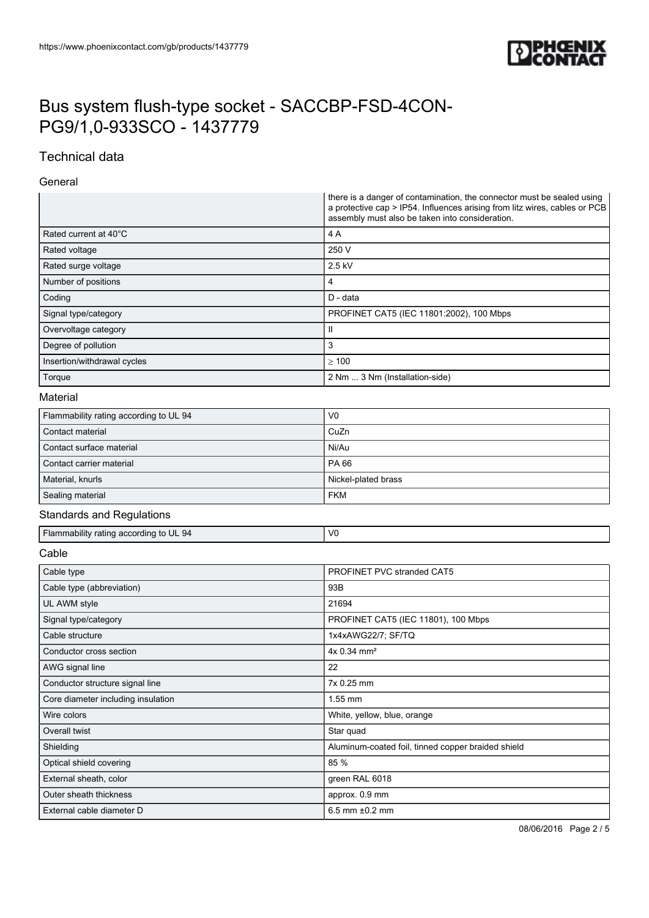# Bus system flush-type socket - SACCBP-FSD-4CON-PG9/1,0-933SCO - 1437779

## Technical data

### General

| | |
|---|---|
| | there is a danger of contamination, the connector must be sealed using a protective cap > IP54. Influences arising from litz wires, cables or PCB assembly must also be taken into consideration. |
| Rated current at 40°C | 4 A |
| Rated voltage | 250 V |
| Rated surge voltage | 2.5 kV |
| Number of positions | 4 |
| Coding | D - data |
| Signal type/category | PROFINET CAT5 (IEC 11801:2002), 100 Mbps |
| Overvoltage category | II |
| Degree of pollution | 3 |
| Insertion/withdrawal cycles | ≥ 100 |
| Torque | 2 Nm ... 3 Nm (Installation-side) |

### Material

| | |
|---|---|
| Flammability rating according to UL 94 | V0 |
| Contact material | CuZn |
| Contact surface material | Ni/Au |
| Contact carrier material | PA 66 |
| Material, knurls | Nickel-plated brass |
| Sealing material | FKM |

### Standards and Regulations

| | |
|---|---|
| Flammability rating according to UL 94 | V0 |

### Cable

| | |
|---|---|
| Cable type | PROFINET PVC stranded CAT5 |
| Cable type (abbreviation) | 93B |
| UL AWM style | 21694 |
| Signal type/category | PROFINET CAT5 (IEC 11801), 100 Mbps |
| Cable structure | 1x4xAWG22/7; SF/TQ |
| Conductor cross section | 4x 0.34 mm² |
| AWG signal line | 22 |
| Conductor structure signal line | 7x 0.25 mm |
| Core diameter including insulation | 1.55 mm |
| Wire colors | White, yellow, blue, orange |
| Overall twist | Star quad |
| Shielding | Aluminum-coated foil, tinned copper braided shield |
| Optical shield covering | 85 % |
| External sheath, color | green RAL 6018 |
| Outer sheath thickness | approx. 0.9 mm |
| External cable diameter D | 6.5 mm ±0.2 mm |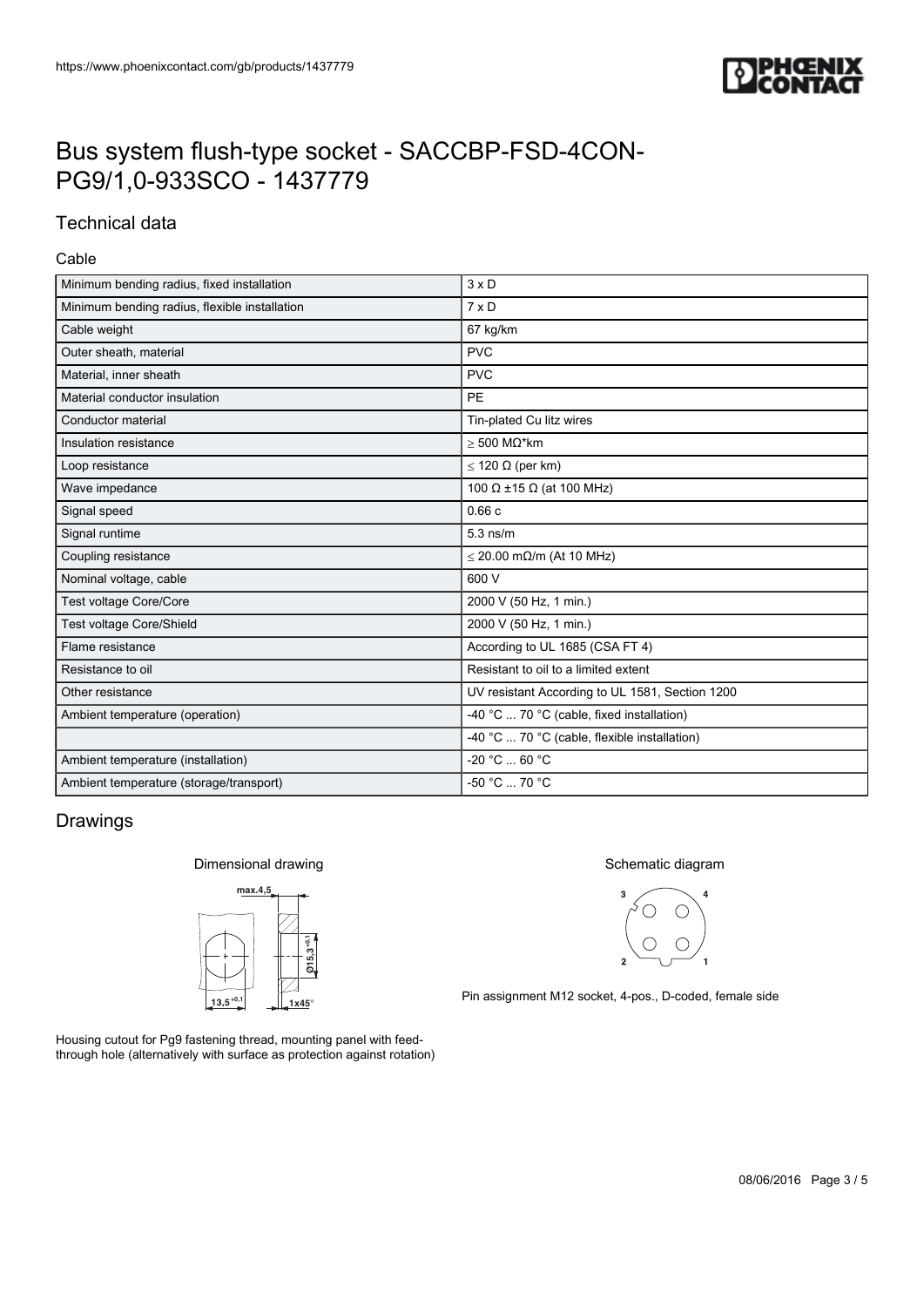# Bus system flush-type socket - SACCBP-FSD-4CON-PG9/1,0-933SCO - 1437779

## Technical data

### Cable

| | |
|---|---|
| Minimum bending radius, fixed installation | 3 x D |
| Minimum bending radius, flexible installation | 7 x D |
| Cable weight | 67 kg/km |
| Outer sheath, material | PVC |
| Material, inner sheath | PVC |
| Material conductor insulation | PE |
| Conductor material | Tin-plated Cu litz wires |
| Insulation resistance | ≥ 500 MΩ*km |
| Loop resistance | ≤ 120 Ω (per km) |
| Wave impedance | 100 Ω ±15 Ω (at 100 MHz) |
| Signal speed | 0.66 c |
| Signal runtime | 5.3 ns/m |
| Coupling resistance | ≤ 20.00 mΩ/m (At 10 MHz) |
| Nominal voltage, cable | 600 V |
| Test voltage Core/Core | 2000 V (50 Hz, 1 min.) |
| Test voltage Core/Shield | 2000 V (50 Hz, 1 min.) |
| Flame resistance | According to UL 1685 (CSA FT 4) |
| Resistance to oil | Resistant to oil to a limited extent |
| Other resistance | UV resistant According to UL 1581, Section 1200 |
| Ambient temperature (operation) | -40 °C ... 70 °C (cable, fixed installation) |
| | -40 °C ... 70 °C (cable, flexible installation) |
| Ambient temperature (installation) | -20 °C ... 60 °C |
| Ambient temperature (storage/transport) | -50 °C ... 70 °C |

## Drawings

Dimensional drawing

Housing cutout for Pg9 fastening thread, mounting panel with feed-through hole (alternatively with surface as protection against rotation)

Schematic diagram

Pin assignment M12 socket, 4-pos., D-coded, female side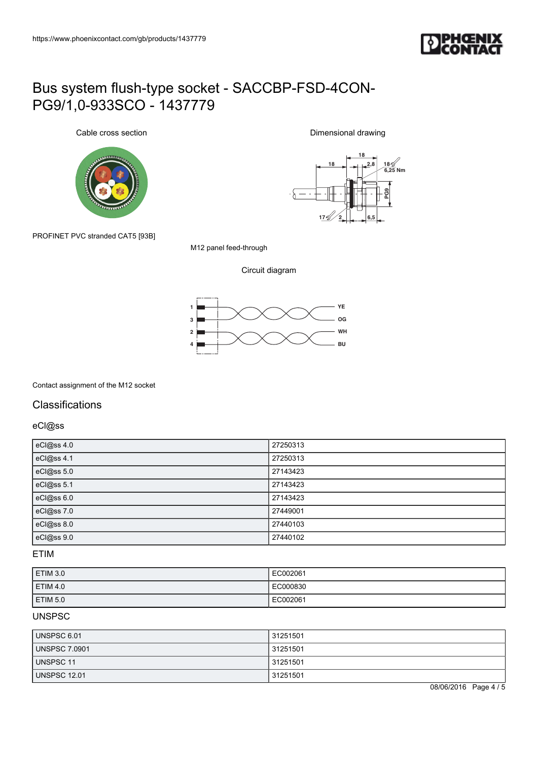# Bus system flush-type socket - SACCBP-FSD-4CON-PG9/1,0-933SCO - 1437779

Cable cross section

PROFINET PVC stranded CAT5 [93B]

Dimensional drawing

M12 panel feed-through

Circuit diagram

Contact assignment of the M12 socket

## Classifications

### eCl@ss

| | |
|---|---|
| eCl@ss 4.0 | 27250313 |
| eCl@ss 4.1 | 27250313 |
| eCl@ss 5.0 | 27143423 |
| eCl@ss 5.1 | 27143423 |
| eCl@ss 6.0 | 27143423 |
| eCl@ss 7.0 | 27449001 |
| eCl@ss 8.0 | 27440103 |
| eCl@ss 9.0 | 27440102 |

### ETIM

| | |
|---|---|
| ETIM 3.0 | EC002061 |
| ETIM 4.0 | EC000830 |
| ETIM 5.0 | EC002061 |

### UNSPSC

| | |
|---|---|
| UNSPSC 6.01 | 31251501 |
| UNSPSC 7.0901 | 31251501 |
| UNSPSC 11 | 31251501 |
| UNSPSC 12.01 | 31251501 |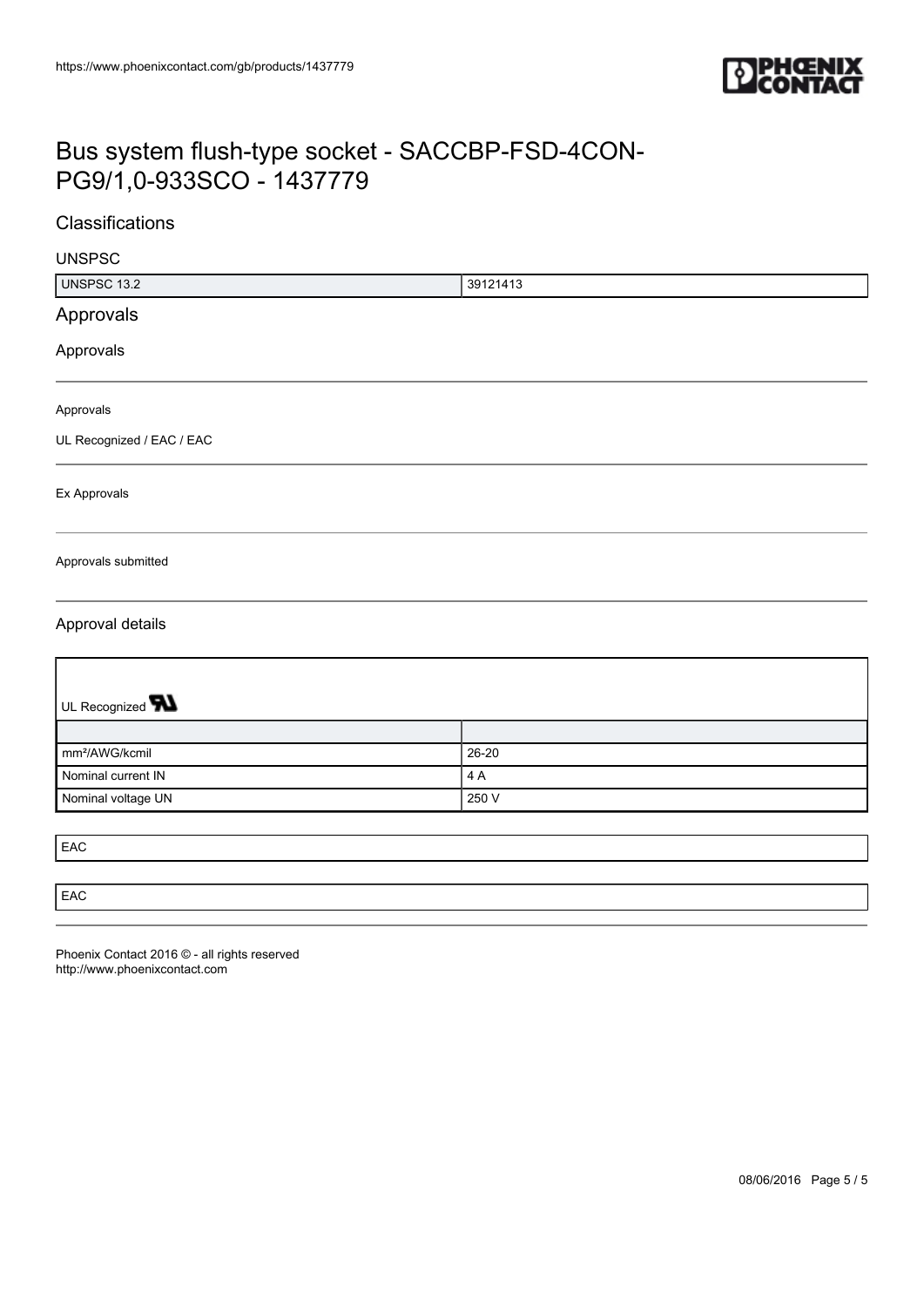# Bus system flush-type socket - SACCBP-FSD-4CON-PG9/1,0-933SCO - 1437779

## Classifications

### UNSPSC

| | |
|---|---|
| UNSPSC 13.2 | 39121413 |

## Approvals

### Approvals

Approvals

UL Recognized / EAC / EAC

Ex Approvals

Approvals submitted

### Approval details

UL Recognized

| | |
|---|---|
| mm²/AWG/kcmil | 26-20 |
| Nominal current IN | 4 A |
| Nominal voltage UN | 250 V |

EAC

EAC

Phoenix Contact 2016 © - all rights reserved
http://www.phoenixcontact.com